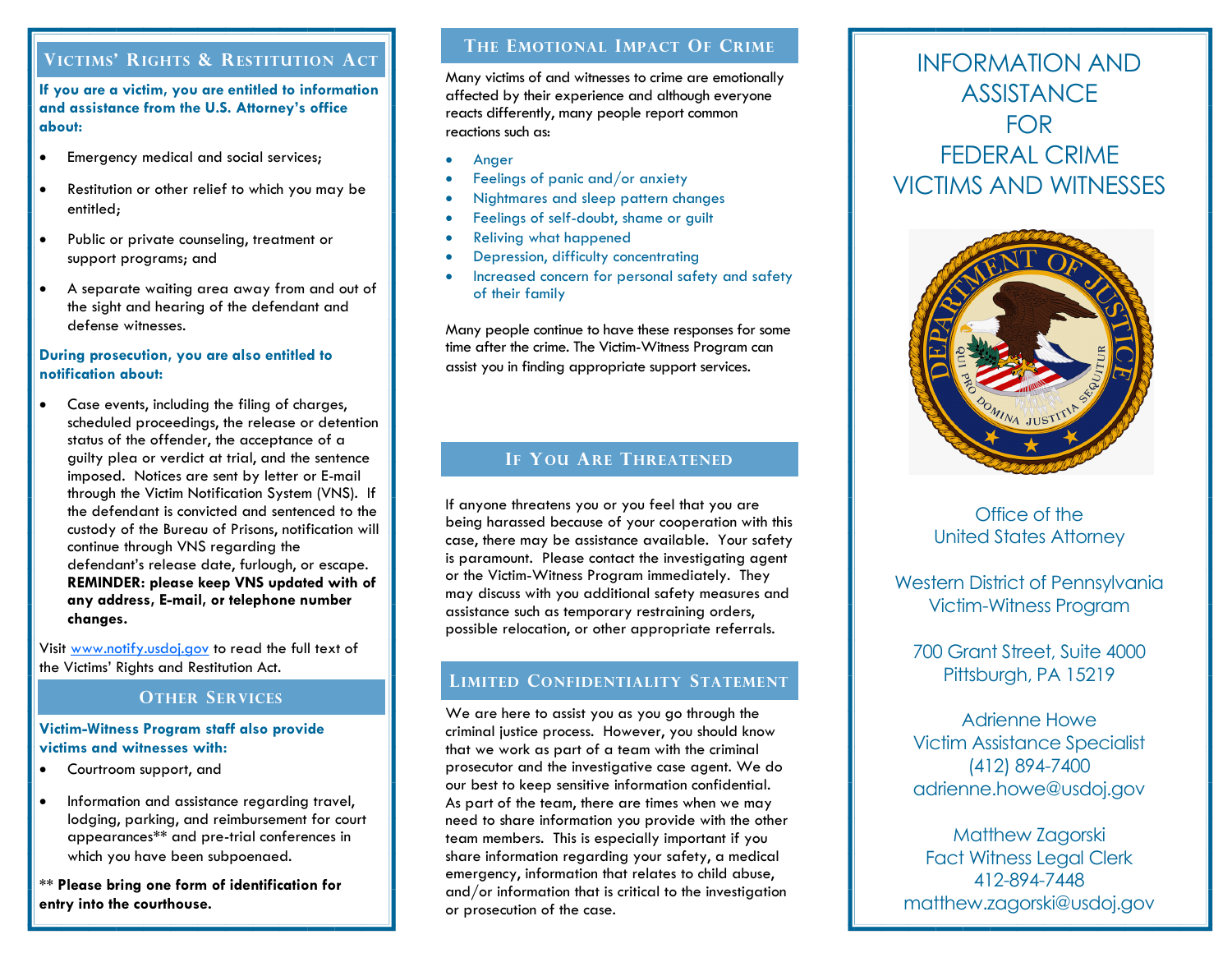## Victims' Rights & Restitution Act

**If you are a victim, you are entitled to information and assistance from the U.S. Attorney's office about:**

- Emergency medical and social services;
- Restitution or other relief to which you may be entitled;
- Public or private counseling, treatment or support programs; and
- A separate waiting area away from and out of the sight and hearing of the defendant and defense witnesses.

**During prosecution, you are also entitled to notification about:**

- Case events, including the filing of charges, scheduled proceedings, the release or detention status of the offender, the acceptance of a guilty plea or verdict at trial, and the sentence imposed. Notices are sent by letter or E-mail through the Victim Notification System (VNS). If the defendant is convicted and sentenced to the custody of the Bureau of Prisons, notification will continue through VNS regarding the defendant's release date, furlough, or escape. **REMINDER: please keep VNS updated with of any address, E-mail, or telephone number changes.**

Visit www.notify.usdoj.gov to read the full text of the Victims' Rights and Restitution Act.

## Other Services

**Victim-Witness Program staff also provide victims and witnesses with:**

- Courtroom support, and
- Information and assistance regarding travel, lodging, parking, and reimbursement for court appearances** and pre-trial conferences in which you have been subpoenaed.

** **Please bring one form of identification for entry into the courthouse.**

## The Emotional Impact Of Crime

Many victims of and witnesses to crime are emotionally affected by their experience and although everyone reacts differently, many people report common reactions such as:

- Anger
- Feelings of panic and/or anxiety
- Nightmares and sleep pattern changes
- Feelings of self-doubt, shame or guilt
- Reliving what happened
- Depression, difficulty concentrating
- Increased concern for personal safety and safety of their family

Many people continue to have these responses for some time after the crime. The Victim-Witness Program can assist you in finding appropriate support services.

## If You Are Threatened

If anyone threatens you or you feel that you are being harassed because of your cooperation with this case, there may be assistance available. Your safety is paramount. Please contact the investigating agent or the Victim-Witness Program immediately. They may discuss with you additional safety measures and assistance such as temporary restraining orders, possible relocation, or other appropriate referrals.

## Limited Confidentiality Statement

We are here to assist you as you go through the criminal justice process. However, you should know that we work as part of a team with the criminal prosecutor and the investigative case agent. We do our best to keep sensitive information confidential. As part of the team, there are times when we may need to share information you provide with the other team members. This is especially important if you share information regarding your safety, a medical emergency, information that relates to child abuse, and/or information that is critical to the investigation or prosecution of the case.

# Information and Assistance for Federal Crime Victims and Witnesses

Office of the
United States Attorney

Western District of Pennsylvania
Victim-Witness Program

700 Grant Street, Suite 4000
Pittsburgh, PA 15219

Adrienne Howe
Victim Assistance Specialist
(412) 894-7400
adrienne.howe@usdoj.gov

Matthew Zagorski
Fact Witness Legal Clerk
412-894-7448
matthew.zagorski@usdoj.gov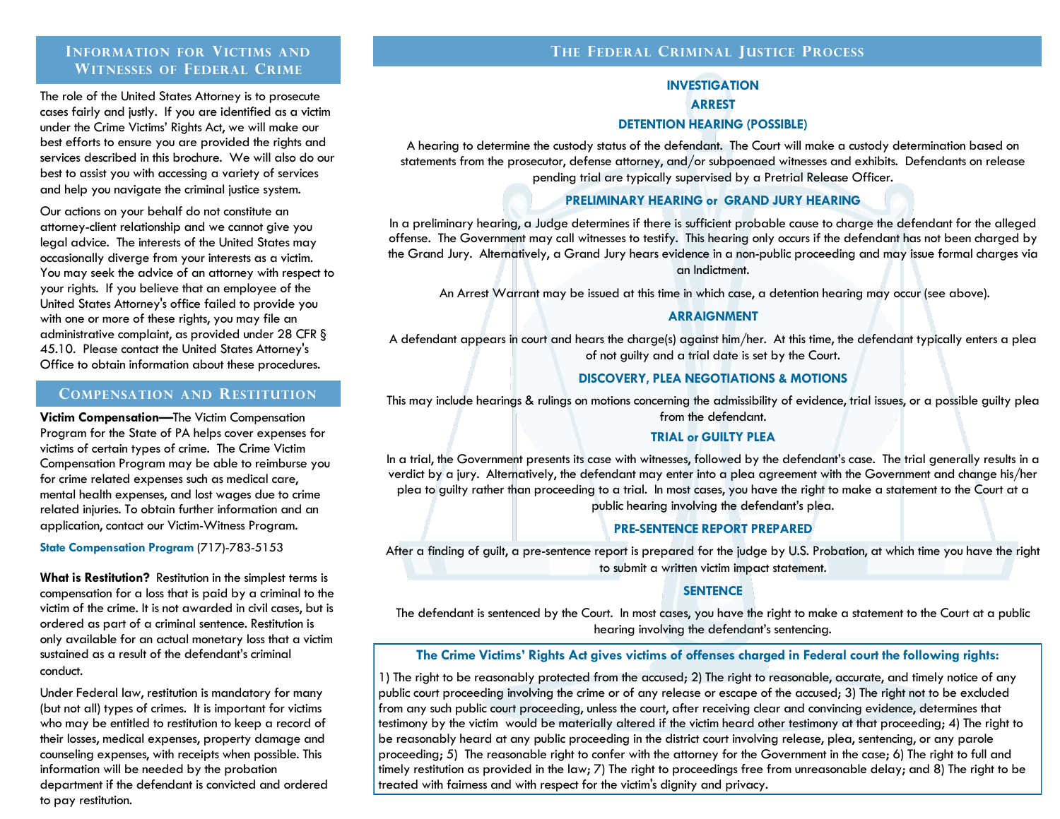## Information for Victims and Witnesses of Federal Crime

The role of the United States Attorney is to prosecute cases fairly and justly. If you are identified as a victim under the Crime Victims' Rights Act, we will make our best efforts to ensure you are provided the rights and services described in this brochure. We will also do our best to assist you with accessing a variety of services and help you navigate the criminal justice system.

Our actions on your behalf do not constitute an attorney-client relationship and we cannot give you legal advice. The interests of the United States may occasionally diverge from your interests as a victim. You may seek the advice of an attorney with respect to your rights. If you believe that an employee of the United States Attorney's office failed to provide you with one or more of these rights, you may file an administrative complaint, as provided under 28 CFR § 45.10. Please contact the United States Attorney's Office to obtain information about these procedures.

## Compensation and Restitution

**Victim Compensation—**The Victim Compensation Program for the State of PA helps cover expenses for victims of certain types of crime. The Crime Victim Compensation Program may be able to reimburse you for crime related expenses such as medical care, mental health expenses, and lost wages due to crime related injuries. To obtain further information and an application, contact our Victim-Witness Program.

**State Compensation Program** (717)-783-5153

**What is Restitution?** Restitution in the simplest terms is compensation for a loss that is paid by a criminal to the victim of the crime. It is not awarded in civil cases, but is ordered as part of a criminal sentence. Restitution is only available for an actual monetary loss that a victim sustained as a result of the defendant's criminal conduct.

Under Federal law, restitution is mandatory for many (but not all) types of crimes. It is important for victims who may be entitled to restitution to keep a record of their losses, medical expenses, property damage and counseling expenses, with receipts when possible. This information will be needed by the probation department if the defendant is convicted and ordered to pay restitution.

## The Federal Criminal Justice Process

### INVESTIGATION

### ARREST

### DETENTION HEARING (POSSIBLE)

A hearing to determine the custody status of the defendant. The Court will make a custody determination based on statements from the prosecutor, defense attorney, and/or subpoenaed witnesses and exhibits. Defendants on release pending trial are typically supervised by a Pretrial Release Officer.

### PRELIMINARY HEARING or GRAND JURY HEARING

In a preliminary hearing, a Judge determines if there is sufficient probable cause to charge the defendant for the alleged offense. The Government may call witnesses to testify. This hearing only occurs if the defendant has not been charged by the Grand Jury. Alternatively, a Grand Jury hears evidence in a non-public proceeding and may issue formal charges via an Indictment.

An Arrest Warrant may be issued at this time in which case, a detention hearing may occur (see above).

### ARRAIGNMENT

A defendant appears in court and hears the charge(s) against him/her. At this time, the defendant typically enters a plea of not guilty and a trial date is set by the Court.

### DISCOVERY, PLEA NEGOTIATIONS & MOTIONS

This may include hearings & rulings on motions concerning the admissibility of evidence, trial issues, or a possible guilty plea from the defendant.

### TRIAL or GUILTY PLEA

In a trial, the Government presents its case with witnesses, followed by the defendant's case. The trial generally results in a verdict by a jury. Alternatively, the defendant may enter into a plea agreement with the Government and change his/her plea to guilty rather than proceeding to a trial. In most cases, you have the right to make a statement to the Court at a public hearing involving the defendant's plea.

### PRE-SENTENCE REPORT PREPARED

After a finding of guilt, a pre-sentence report is prepared for the judge by U.S. Probation, at which time you have the right to submit a written victim impact statement.

### SENTENCE

The defendant is sentenced by the Court. In most cases, you have the right to make a statement to the Court at a public hearing involving the defendant's sentencing.

**The Crime Victims' Rights Act gives victims of offenses charged in Federal court the following rights:**

1) The right to be reasonably protected from the accused; 2) The right to reasonable, accurate, and timely notice of any public court proceeding involving the crime or of any release or escape of the accused; 3) The right not to be excluded from any such public court proceeding, unless the court, after receiving clear and convincing evidence, determines that testimony by the victim would be materially altered if the victim heard other testimony at that proceeding; 4) The right to be reasonably heard at any public proceeding in the district court involving release, plea, sentencing, or any parole proceeding; 5) The reasonable right to confer with the attorney for the Government in the case; 6) The right to full and timely restitution as provided in the law; 7) The right to proceedings free from unreasonable delay; and 8) The right to be treated with fairness and with respect for the victim's dignity and privacy.